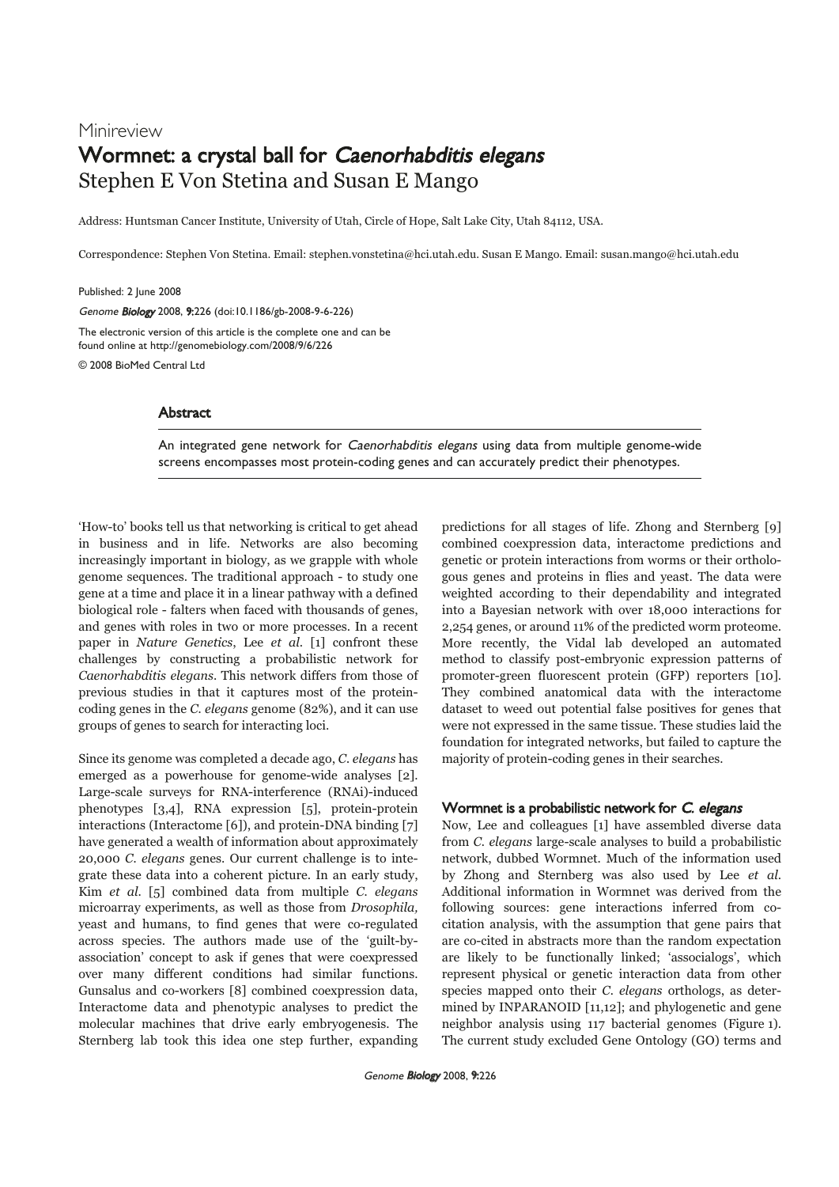Minireview

# Wormnet: a crystal ball for *Caenorhabditis elegans*

Stephen E Von Stetina and Susan E Mango

Address: Huntsman Cancer Institute, University of Utah, Circle of Hope, Salt Lake City, Utah 84112, USA.

Correspondence: Stephen Von Stetina. Email: stephen.vonstetina@hci.utah.edu. Susan E Mango. Email: susan.mango@hci.utah.edu

Published: 2 June 2008

*Genome Biology* 2008, **9**:226 (doi:10.1186/gb-2008-9-6-226)

The electronic version of this article is the complete one and can be found online at http://genomebiology.com/2008/9/6/226

© 2008 BioMed Central Ltd

## Abstract

An integrated gene network for *Caenorhabditis elegans* using data from multiple genome-wide screens encompasses most protein-coding genes and can accurately predict their phenotypes.

'How-to' books tell us that networking is critical to get ahead in business and in life. Networks are also becoming increasingly important in biology, as we grapple with whole genome sequences. The traditional approach - to study one gene at a time and place it in a linear pathway with a defined biological role - falters when faced with thousands of genes, and genes with roles in two or more processes. In a recent paper in *Nature Genetics*, Lee *et al*. [1] confront these challenges by constructing a probabilistic network for *Caenorhabditis elegans*. This network differs from those of previous studies in that it captures most of the protein-coding genes in the *C. elegans* genome (82%), and it can use groups of genes to search for interacting loci.

Since its genome was completed a decade ago, *C. elegans* has emerged as a powerhouse for genome-wide analyses [2]. Large-scale surveys for RNA-interference (RNAi)-induced phenotypes [3,4], RNA expression [5], protein-protein interactions (Interactome [6]), and protein-DNA binding [7] have generated a wealth of information about approximately 20,000 *C. elegans* genes. Our current challenge is to integrate these data into a coherent picture. In an early study, Kim *et al*. [5] combined data from multiple *C. elegans* microarray experiments, as well as those from *Drosophila,* yeast and humans, to find genes that were co-regulated across species. The authors made use of the 'guilt-by-association' concept to ask if genes that were coexpressed over many different conditions had similar functions. Gunsalus and co-workers [8] combined coexpression data, Interactome data and phenotypic analyses to predict the molecular machines that drive early embryogenesis. The Sternberg lab took this idea one step further, expanding predictions for all stages of life. Zhong and Sternberg [9] combined coexpression data, interactome predictions and genetic or protein interactions from worms or their orthologous genes and proteins in flies and yeast. The data were weighted according to their dependability and integrated into a Bayesian network with over 18,000 interactions for 2,254 genes, or around 11% of the predicted worm proteome. More recently, the Vidal lab developed an automated method to classify post-embryonic expression patterns of promoter-green fluorescent protein (GFP) reporters [10]. They combined anatomical data with the interactome dataset to weed out potential false positives for genes that were not expressed in the same tissue. These studies laid the foundation for integrated networks, but failed to capture the majority of protein-coding genes in their searches.

## Wormnet is a probabilistic network for *C. elegans*

Now, Lee and colleagues [1] have assembled diverse data from *C. elegans* large-scale analyses to build a probabilistic network, dubbed Wormnet. Much of the information used by Zhong and Sternberg was also used by Lee *et al.* Additional information in Wormnet was derived from the following sources: gene interactions inferred from co-citation analysis, with the assumption that gene pairs that are co-cited in abstracts more than the random expectation are likely to be functionally linked; 'associalogs', which represent physical or genetic interaction data from other species mapped onto their *C. elegans* orthologs, as determined by INPARANOID [11,12]; and phylogenetic and gene neighbor analysis using 117 bacterial genomes (Figure 1). The current study excluded Gene Ontology (GO) terms and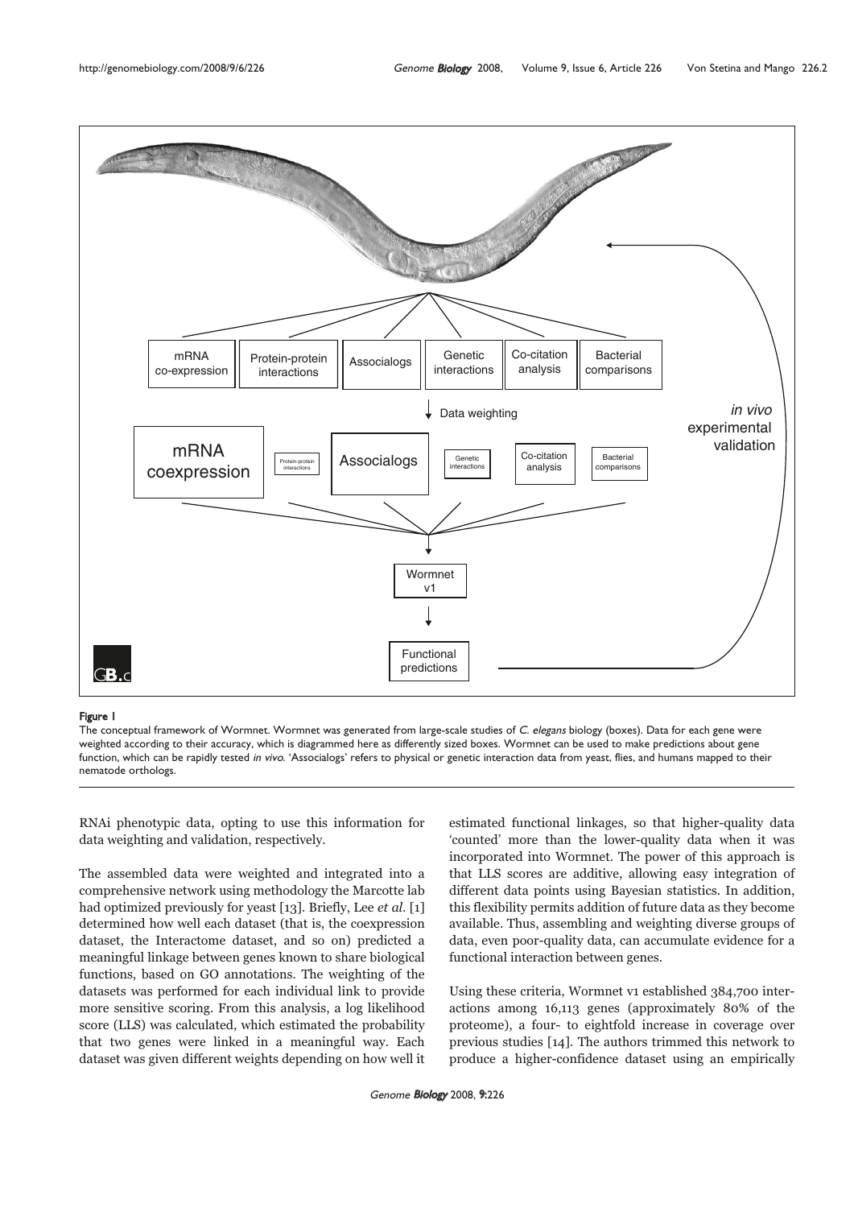**Figure 1**

The conceptual framework of Wormnet. Wormnet was generated from large-scale studies of *C. elegans* biology (boxes). Data for each gene were weighted according to their accuracy, which is diagrammed here as differently sized boxes. Wormnet can be used to make predictions about gene function, which can be rapidly tested *in vivo*. 'Associalogs' refers to physical or genetic interaction data from yeast, flies, and humans mapped to their nematode orthologs.

RNAi phenotypic data, opting to use this information for data weighting and validation, respectively.

The assembled data were weighted and integrated into a comprehensive network using methodology the Marcotte lab had optimized previously for yeast [13]. Briefly, Lee *et al*. [1] determined how well each dataset (that is, the coexpression dataset, the Interactome dataset, and so on) predicted a meaningful linkage between genes known to share biological functions, based on GO annotations. The weighting of the datasets was performed for each individual link to provide more sensitive scoring. From this analysis, a log likelihood score (LLS) was calculated, which estimated the probability that two genes were linked in a meaningful way. Each dataset was given different weights depending on how well it estimated functional linkages, so that higher-quality data 'counted' more than the lower-quality data when it was incorporated into Wormnet. The power of this approach is that LLS scores are additive, allowing easy integration of different data points using Bayesian statistics. In addition, this flexibility permits addition of future data as they become available. Thus, assembling and weighting diverse groups of data, even poor-quality data, can accumulate evidence for a functional interaction between genes.

Using these criteria, Wormnet v1 established 384,700 interactions among 16,113 genes (approximately 80% of the proteome), a four- to eightfold increase in coverage over previous studies [14]. The authors trimmed this network to produce a higher-confidence dataset using an empirically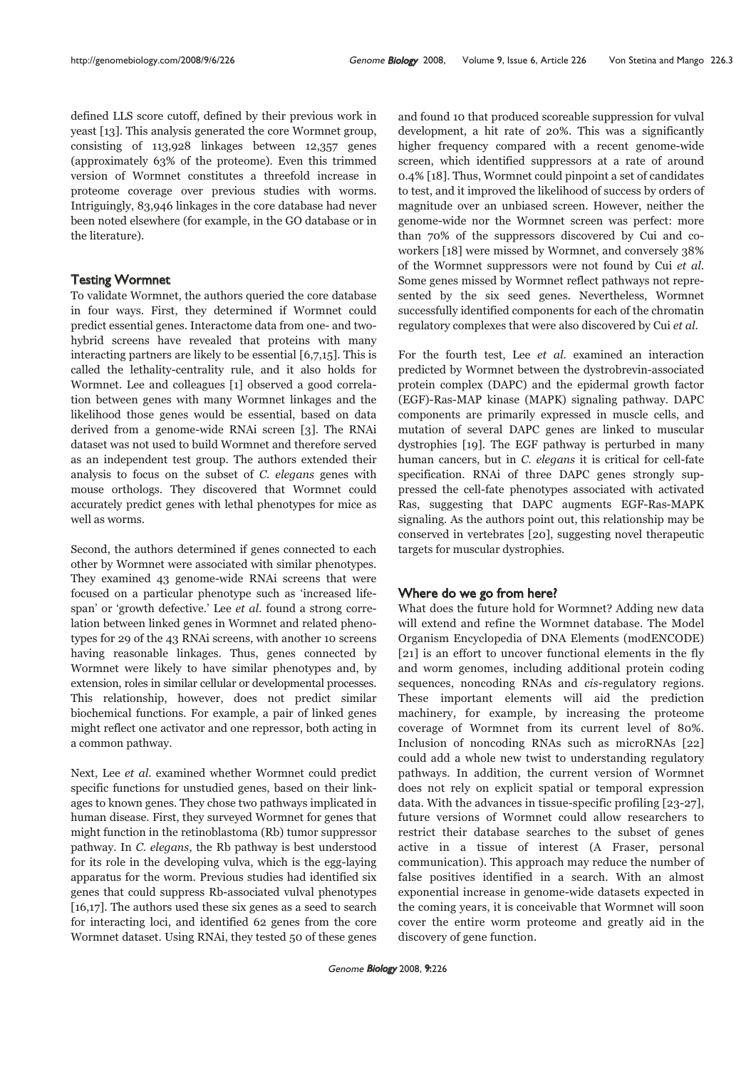defined LLS score cutoff, defined by their previous work in yeast [13]. This analysis generated the core Wormnet group, consisting of 113,928 linkages between 12,357 genes (approximately 63% of the proteome). Even this trimmed version of Wormnet constitutes a threefold increase in proteome coverage over previous studies with worms. Intriguingly, 83,946 linkages in the core database had never been noted elsewhere (for example, in the GO database or in the literature).

## Testing Wormnet

To validate Wormnet, the authors queried the core database in four ways. First, they determined if Wormnet could predict essential genes. Interactome data from one- and two-hybrid screens have revealed that proteins with many interacting partners are likely to be essential [6,7,15]. This is called the lethality-centrality rule, and it also holds for Wormnet. Lee and colleagues [1] observed a good correlation between genes with many Wormnet linkages and the likelihood those genes would be essential, based on data derived from a genome-wide RNAi screen [3]. The RNAi dataset was not used to build Wormnet and therefore served as an independent test group. The authors extended their analysis to focus on the subset of *C. elegans* genes with mouse orthologs. They discovered that Wormnet could accurately predict genes with lethal phenotypes for mice as well as worms.

Second, the authors determined if genes connected to each other by Wormnet were associated with similar phenotypes. They examined 43 genome-wide RNAi screens that were focused on a particular phenotype such as 'increased lifespan' or 'growth defective.' Lee *et al.* found a strong correlation between linked genes in Wormnet and related phenotypes for 29 of the 43 RNAi screens, with another 10 screens having reasonable linkages. Thus, genes connected by Wormnet were likely to have similar phenotypes and, by extension, roles in similar cellular or developmental processes. This relationship, however, does not predict similar biochemical functions. For example, a pair of linked genes might reflect one activator and one repressor, both acting in a common pathway.

Next, Lee *et al.* examined whether Wormnet could predict specific functions for unstudied genes, based on their linkages to known genes. They chose two pathways implicated in human disease. First, they surveyed Wormnet for genes that might function in the retinoblastoma (Rb) tumor suppressor pathway. In *C. elegans*, the Rb pathway is best understood for its role in the developing vulva, which is the egg-laying apparatus for the worm. Previous studies had identified six genes that could suppress Rb-associated vulval phenotypes [16,17]. The authors used these six genes as a seed to search for interacting loci, and identified 62 genes from the core Wormnet dataset. Using RNAi, they tested 50 of these genes and found 10 that produced scoreable suppression for vulval development, a hit rate of 20%. This was a significantly higher frequency compared with a recent genome-wide screen, which identified suppressors at a rate of around 0.4% [18]. Thus, Wormnet could pinpoint a set of candidates to test, and it improved the likelihood of success by orders of magnitude over an unbiased screen. However, neither the genome-wide nor the Wormnet screen was perfect: more than 70% of the suppressors discovered by Cui and co-workers [18] were missed by Wormnet, and conversely 38% of the Wormnet suppressors were not found by Cui *et al.* Some genes missed by Wormnet reflect pathways not represented by the six seed genes. Nevertheless, Wormnet successfully identified components for each of the chromatin regulatory complexes that were also discovered by Cui *et al.*

For the fourth test, Lee *et al.* examined an interaction predicted by Wormnet between the dystrobrevin-associated protein complex (DAPC) and the epidermal growth factor (EGF)-Ras-MAP kinase (MAPK) signaling pathway. DAPC components are primarily expressed in muscle cells, and mutation of several DAPC genes are linked to muscular dystrophies [19]. The EGF pathway is perturbed in many human cancers, but in *C. elegans* it is critical for cell-fate specification. RNAi of three DAPC genes strongly suppressed the cell-fate phenotypes associated with activated Ras, suggesting that DAPC augments EGF-Ras-MAPK signaling. As the authors point out, this relationship may be conserved in vertebrates [20], suggesting novel therapeutic targets for muscular dystrophies.

## Where do we go from here?

What does the future hold for Wormnet? Adding new data will extend and refine the Wormnet database. The Model Organism Encyclopedia of DNA Elements (modENCODE) [21] is an effort to uncover functional elements in the fly and worm genomes, including additional protein coding sequences, noncoding RNAs and *cis*-regulatory regions. These important elements will aid the prediction machinery, for example, by increasing the proteome coverage of Wormnet from its current level of 80%. Inclusion of noncoding RNAs such as microRNAs [22] could add a whole new twist to understanding regulatory pathways. In addition, the current version of Wormnet does not rely on explicit spatial or temporal expression data. With the advances in tissue-specific profiling [23-27], future versions of Wormnet could allow researchers to restrict their database searches to the subset of genes active in a tissue of interest (A Fraser, personal communication). This approach may reduce the number of false positives identified in a search. With an almost exponential increase in genome-wide datasets expected in the coming years, it is conceivable that Wormnet will soon cover the entire worm proteome and greatly aid in the discovery of gene function.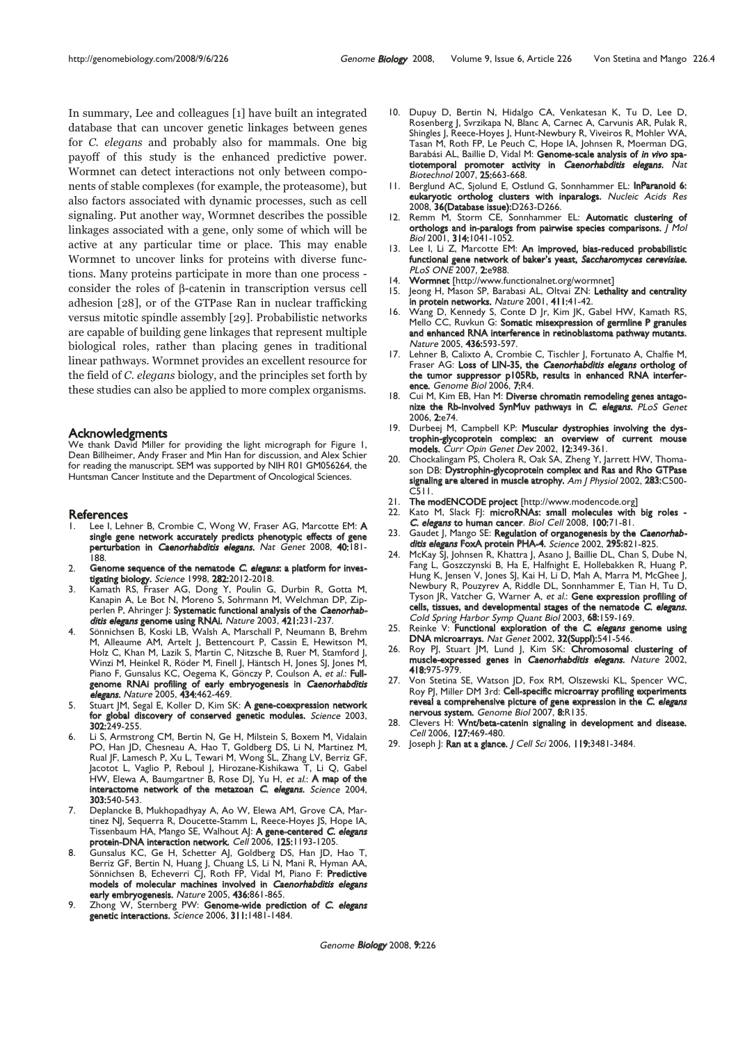In summary, Lee and colleagues [1] have built an integrated database that can uncover genetic linkages between genes for *C. elegans* and probably also for mammals. One big payoff of this study is the enhanced predictive power. Wormnet can detect interactions not only between components of stable complexes (for example, the proteasome), but also factors associated with dynamic processes, such as cell signaling. Put another way, Wormnet describes the possible linkages associated with a gene, only some of which will be active at any particular time or place. This may enable Wormnet to uncover links for proteins with diverse functions. Many proteins participate in more than one process - consider the roles of β-catenin in transcription versus cell adhesion [28], or of the GTPase Ran in nuclear trafficking versus mitotic spindle assembly [29]. Probabilistic networks are capable of building gene linkages that represent multiple biological roles, rather than placing genes in traditional linear pathways. Wormnet provides an excellent resource for the field of *C. elegans* biology, and the principles set forth by these studies can also be applied to more complex organisms.

## Acknowledgments

We thank David Miller for providing the light micrograph for Figure 1, Dean Billheimer, Andy Fraser and Min Han for discussion, and Alex Schier for reading the manuscript. SEM was supported by NIH R01 GM056264, the Huntsman Cancer Institute and the Department of Oncological Sciences.

## References

1. Lee I, Lehner B, Crombie C, Wong W, Fraser AG, Marcotte EM: **A single gene network accurately predicts phenotypic effects of gene perturbation in *Caenorhabditis elegans*.** *Nat Genet* 2008, **40**:181-188.
2. **Genome sequence of the nematode *C. elegans*: a platform for investigating biology.** *Science* 1998, **282**:2012-2018.
3. Kamath RS, Fraser AG, Dong Y, Poulin G, Durbin R, Gotta M, Kanapin A, Le Bot N, Moreno S, Sohrmann M, Welchman DP, Zipperlen P, Ahringer J: **Systematic functional analysis of the *Caenorhabditis elegans* genome using RNAi.** *Nature* 2003, **421**:231-237.
4. Sönnichsen B, Koski LB, Walsh A, Marschall P, Neumann B, Brehm M, Alleaume AM, Artelt J, Bettencourt P, Cassin E, Hewitson M, Holz C, Khan M, Lazik S, Martin C, Nitzsche B, Ruer M, Stamford J, Winzi M, Heinkel R, Röder M, Finell J, Häntsch H, Jones SJ, Jones M, Piano F, Gunsalus KC, Oegema K, Gönczy P, Coulson A, *et al.*: **Full-genome RNAi profiling of early embryogenesis in *Caenorhabditis elegans*.** *Nature* 2005, **434**:462-469.
5. Stuart JM, Segal E, Koller D, Kim SK: **A gene-coexpression network for global discovery of conserved genetic modules.** *Science* 2003, **302**:249-255.
6. Li S, Armstrong CM, Bertin N, Ge H, Milstein S, Boxem M, Vidalain PO, Han JD, Chesneau A, Hao T, Goldberg DS, Li N, Martinez M, Rual JF, Lamesch P, Xu L, Tewari M, Wong SL, Zhang LV, Berriz GF, Jacotot L, Vaglio P, Reboul J, Hirozane-Kishikawa T, Li Q, Gabel HW, Elewa A, Baumgartner B, Rose DJ, Yu H, *et al.*: **A map of the interactome network of the metazoan *C. elegans*.** *Science* 2004, **303**:540-543.
7. Deplancke B, Mukhopadhyay A, Ao W, Elewa AM, Grove CA, Martinez NJ, Sequerra R, Doucette-Stamm L, Reece-Hoyes JS, Hope IA, Tissenbaum HA, Mango SE, Walhout AJ: **A gene-centered *C. elegans* protein-DNA interaction network.** *Cell* 2006, **125**:1193-1205.
8. Gunsalus KC, Ge H, Schetter AJ, Goldberg DS, Han JD, Hao T, Berriz GF, Bertin N, Huang J, Chuang LS, Li N, Mani R, Hyman AA, Sönnichsen B, Echeverri CJ, Roth FP, Vidal M, Piano F: **Predictive models of molecular machines involved in *Caenorhabditis elegans* early embryogenesis.** *Nature* 2005, **436**:861-865.
9. Zhong W, Sternberg PW: **Genome-wide prediction of *C. elegans* genetic interactions.** *Science* 2006, **311**:1481-1484.
10. Dupuy D, Bertin N, Hidalgo CA, Venkatesan K, Tu D, Lee D, Rosenberg J, Svrzikapa N, Blanc A, Carnec A, Carvunis AR, Pulak R, Shingles J, Reece-Hoyes J, Hunt-Newbury R, Viveiros R, Mohler WA, Tasan M, Roth FP, Le Peuch C, Hope IA, Johnsen R, Moerman DG, Barabási AL, Baillie D, Vidal M: **Genome-scale analysis of *in vivo* spatiotemporal promoter activity in *Caenorhabditis elegans*.** *Nat Biotechnol* 2007, **25**:663-668.
11. Berglund AC, Sjolund E, Ostlund G, Sonnhammer EL: **InParanoid 6: eukaryotic ortholog clusters with inparalogs.** *Nucleic Acids Res* 2008, **36(Database issue)**:D263-D266.
12. Remm M, Storm CE, Sonnhammer EL: **Automatic clustering of orthologs and in-paralogs from pairwise species comparisons.** *J Mol Biol* 2001, **314**:1041-1052.
13. Lee I, Li Z, Marcotte EM: **An improved, bias-reduced probabilistic functional gene network of baker's yeast, *Saccharomyces cerevisiae*.** *PLoS ONE* 2007, **2**:e988.
14. **Wormnet** [http://www.functionalnet.org/wormnet]
15. Jeong H, Mason SP, Barabasi AL, Oltvai ZN: **Lethality and centrality in protein networks.** *Nature* 2001, **411**:41-42.
16. Wang D, Kennedy S, Conte D Jr, Kim JK, Gabel HW, Kamath RS, Mello CC, Ruvkun G: **Somatic misexpression of germline P granules and enhanced RNA interference in retinoblastoma pathway mutants.** *Nature* 2005, **436**:593-597.
17. Lehner B, Calixto A, Crombie C, Tischler J, Fortunato A, Chalfie M, Fraser AG: **Loss of LIN-35, the *Caenorhabditis elegans* ortholog of the tumor suppressor p105Rb, results in enhanced RNA interference.** *Genome Biol* 2006, **7**:R4.
18. Cui M, Kim EB, Han M: **Diverse chromatin remodeling genes antagonize the Rb-involved SynMuv pathways in *C. elegans*.** *PLoS Genet* 2006, **2**:e74.
19. Durbeej M, Campbell KP: **Muscular dystrophies involving the dystrophin-glycoprotein complex: an overview of current mouse models.** *Curr Opin Genet Dev* 2002, **12**:349-361.
20. Chockalingam PS, Cholera R, Oak SA, Zheng Y, Jarrett HW, Thomason DB: **Dystrophin-glycoprotein complex and Ras and Rho GTPase signaling are altered in muscle atrophy.** *Am J Physiol* 2002, **283**:C500-C511.
21. **The modENCODE project** [http://www.modencode.org]
22. Kato M, Slack FJ: **microRNAs: small molecules with big roles - *C. elegans* to human cancer.** *Biol Cell* 2008, **100**:71-81.
23. Gaudet J, Mango SE: **Regulation of organogenesis by the *Caenorhabditis elegans* FoxA protein PHA-4.** *Science* 2002, **295**:821-825.
24. McKay SJ, Johnsen R, Khattra J, Asano J, Baillie DL, Chan S, Dube N, Fang L, Goszczynski B, Ha E, Halfnight E, Hollebakken R, Huang P, Hung K, Jensen V, Jones SJ, Kai H, Li D, Mah A, Marra M, McGhee J, Newbury R, Pouzyrev A, Riddle DL, Sonnhammer E, Tian H, Tu D, Tyson JR, Vatcher G, Warner A, *et al.*: **Gene expression profiling of cells, tissues, and developmental stages of the nematode *C. elegans*.** *Cold Spring Harbor Symp Quant Biol* 2003, **68**:159-169.
25. Reinke V: **Functional exploration of the *C. elegans* genome using DNA microarrays.** *Nat Genet* 2002, **32(Suppl)**:541-546.
26. Roy PJ, Stuart JM, Lund J, Kim SK: **Chromosomal clustering of muscle-expressed genes in *Caenorhabditis elegans*.** *Nature* 2002, **418**:975-979.
27. Von Stetina SE, Watson JD, Fox RM, Olszewski KL, Spencer WC, Roy PJ, Miller DM 3rd: **Cell-specific microarray profiling experiments reveal a comprehensive picture of gene expression in the *C. elegans* nervous system.** *Genome Biol* 2007, **8**:R135.
28. Clevers H: **Wnt/beta-catenin signaling in development and disease.** *Cell* 2006, **127**:469-480.
29. Joseph J: **Ran at a glance.** *J Cell Sci* 2006, **119**:3481-3484.